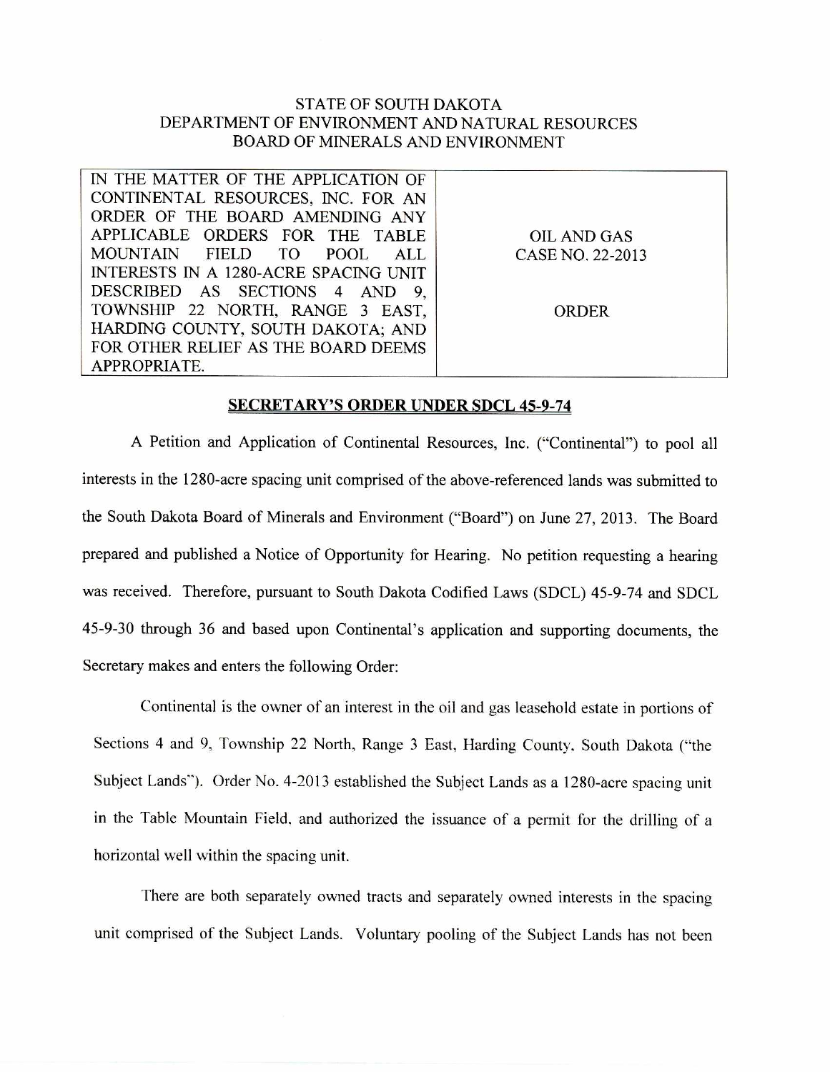STATE OF SOUTH DAKOTA
DEPARTMENT OF ENVIRONMENT AND NATURAL RESOURCES
BOARD OF MINERALS AND ENVIRONMENT

| IN THE MATTER OF THE APPLICATION OF CONTINENTAL RESOURCES, INC. FOR AN ORDER OF THE BOARD AMENDING ANY APPLICABLE ORDERS FOR THE TABLE MOUNTAIN FIELD TO POOL ALL INTERESTS IN A 1280-ACRE SPACING UNIT DESCRIBED AS SECTIONS 4 AND 9, TOWNSHIP 22 NORTH, RANGE 3 EAST, HARDING COUNTY, SOUTH DAKOTA; AND FOR OTHER RELIEF AS THE BOARD DEEMS APPROPRIATE. | OIL AND GAS CASE NO. 22-2013<br><br>ORDER |
|---|---|

## SECRETARY'S ORDER UNDER SDCL 45-9-74

A Petition and Application of Continental Resources, Inc. ("Continental") to pool all interests in the 1280-acre spacing unit comprised of the above-referenced lands was submitted to the South Dakota Board of Minerals and Environment ("Board") on June 27, 2013. The Board prepared and published a Notice of Opportunity for Hearing. No petition requesting a hearing was received. Therefore, pursuant to South Dakota Codified Laws (SDCL) 45-9-74 and SDCL 45-9-30 through 36 and based upon Continental's application and supporting documents, the Secretary makes and enters the following Order:

Continental is the owner of an interest in the oil and gas leasehold estate in portions of Sections 4 and 9, Township 22 North, Range 3 East, Harding County, South Dakota ("the Subject Lands"). Order No. 4-2013 established the Subject Lands as a 1280-acre spacing unit in the Table Mountain Field, and authorized the issuance of a permit for the drilling of a horizontal well within the spacing unit.

There are both separately owned tracts and separately owned interests in the spacing unit comprised of the Subject Lands. Voluntary pooling of the Subject Lands has not been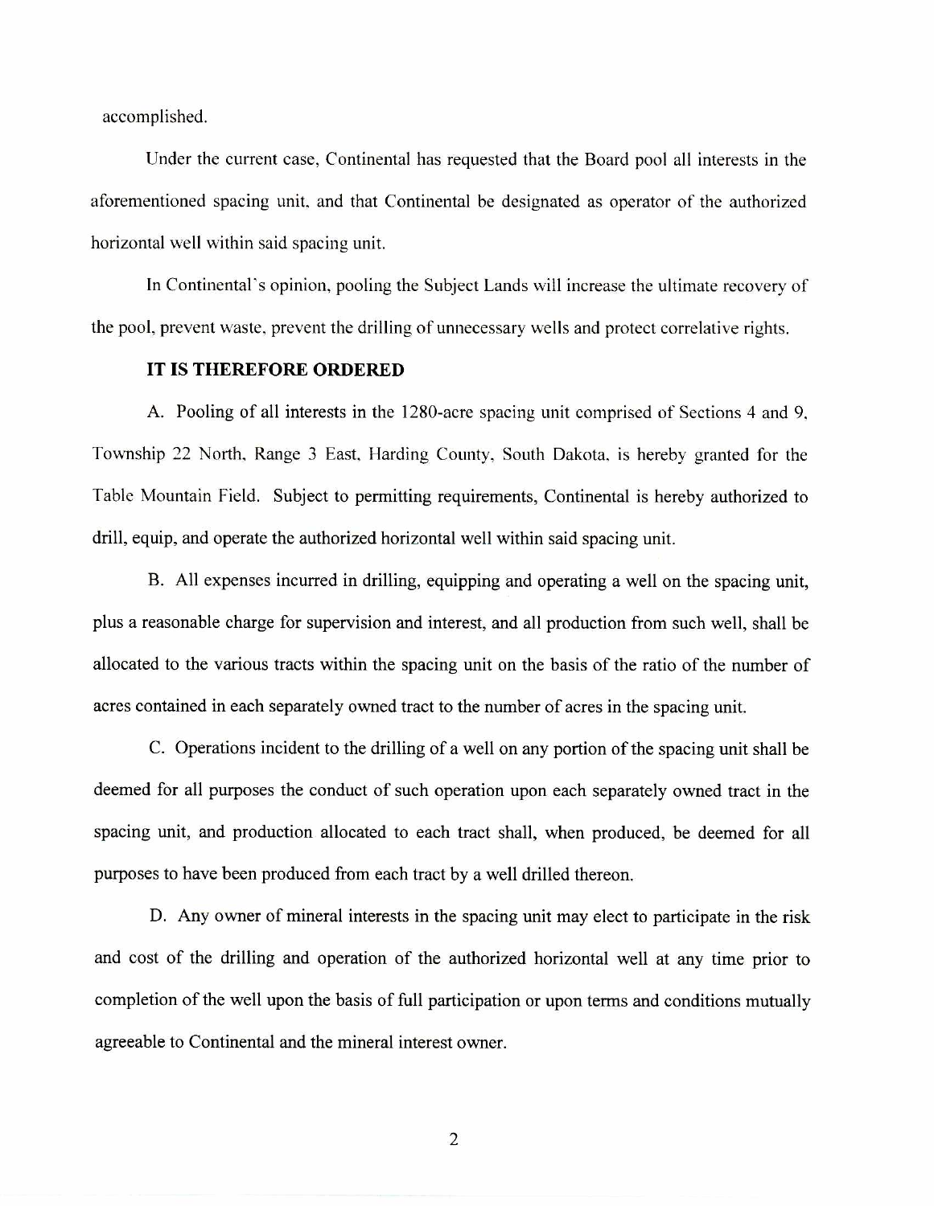accomplished.

Under the current case, Continental has requested that the Board pool all interests in the aforementioned spacing unit, and that Continental be designated as operator of the authorized horizontal well within said spacing unit.

In Continental's opinion, pooling the Subject Lands will increase the ultimate recovery of the pool, prevent waste, prevent the drilling of unnecessary wells and protect correlative rights.

**IT IS THEREFORE ORDERED**

A. Pooling of all interests in the 1280-acre spacing unit comprised of Sections 4 and 9, Township 22 North, Range 3 East, Harding County, South Dakota, is hereby granted for the Table Mountain Field. Subject to permitting requirements, Continental is hereby authorized to drill, equip, and operate the authorized horizontal well within said spacing unit.

B. All expenses incurred in drilling, equipping and operating a well on the spacing unit, plus a reasonable charge for supervision and interest, and all production from such well, shall be allocated to the various tracts within the spacing unit on the basis of the ratio of the number of acres contained in each separately owned tract to the number of acres in the spacing unit.

C. Operations incident to the drilling of a well on any portion of the spacing unit shall be deemed for all purposes the conduct of such operation upon each separately owned tract in the spacing unit, and production allocated to each tract shall, when produced, be deemed for all purposes to have been produced from each tract by a well drilled thereon.

D. Any owner of mineral interests in the spacing unit may elect to participate in the risk and cost of the drilling and operation of the authorized horizontal well at any time prior to completion of the well upon the basis of full participation or upon terms and conditions mutually agreeable to Continental and the mineral interest owner.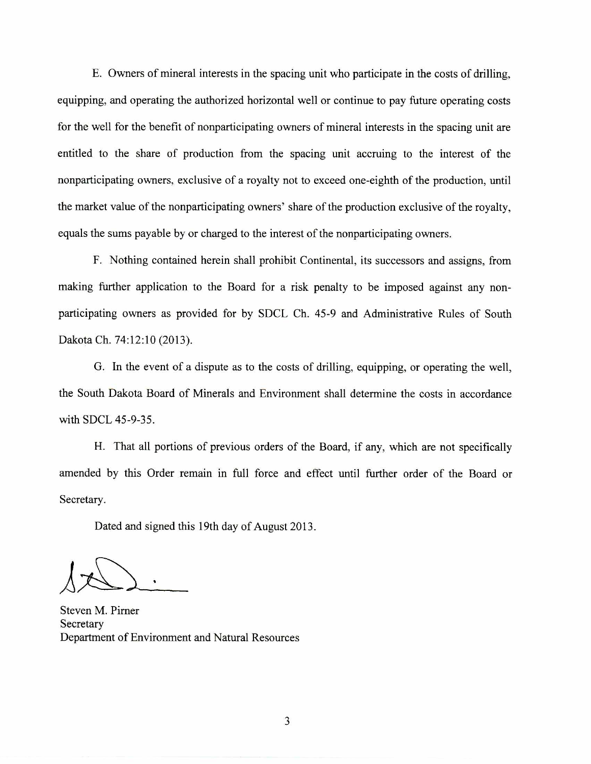E. Owners of mineral interests in the spacing unit who participate in the costs of drilling, equipping, and operating the authorized horizontal well or continue to pay future operating costs for the well for the benefit of nonparticipating owners of mineral interests in the spacing unit are entitled to the share of production from the spacing unit accruing to the interest of the nonparticipating owners, exclusive of a royalty not to exceed one-eighth of the production, until the market value of the nonparticipating owners' share of the production exclusive of the royalty, equals the sums payable by or charged to the interest of the nonparticipating owners.

F. Nothing contained herein shall prohibit Continental, its successors and assigns, from making further application to the Board for a risk penalty to be imposed against any non-participating owners as provided for by SDCL Ch. 45-9 and Administrative Rules of South Dakota Ch. 74:12:10 (2013).

G. In the event of a dispute as to the costs of drilling, equipping, or operating the well, the South Dakota Board of Minerals and Environment shall determine the costs in accordance with SDCL 45-9-35.

H. That all portions of previous orders of the Board, if any, which are not specifically amended by this Order remain in full force and effect until further order of the Board or Secretary.

Dated and signed this 19th day of August 2013.

Steven M. Pirner
Secretary
Department of Environment and Natural Resources